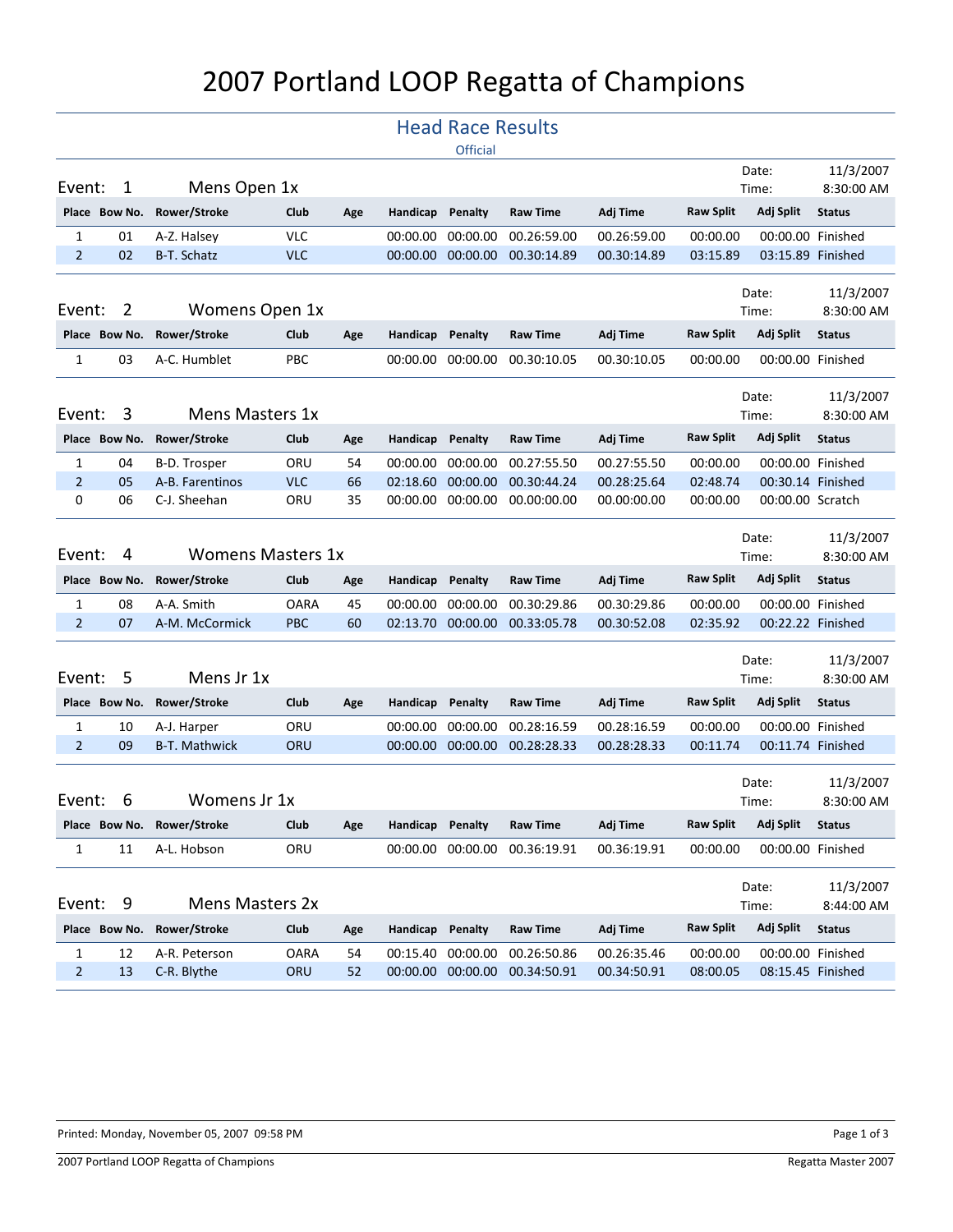# 2007 Portland LOOP Regatta of Champions

## Head Race Results

Official

### Event: 1 Mens Open 1x

Date: 11/3/2007
Time: 8:30:00 AM

| Place | Bow No. | Rower/Stroke | Club | Age | Handicap | Penalty | Raw Time | Adj Time | Raw Split | Adj Split | Status |
|---|---|---|---|---|---|---|---|---|---|---|---|
| 1 | 01 | A-Z. Halsey | VLC | | 00:00.00 | 00:00.00 | 00.26:59.00 | 00.26:59.00 | 00:00.00 | 00:00.00 | Finished |
| 2 | 02 | B-T. Schatz | VLC | | 00:00.00 | 00:00.00 | 00.30:14.89 | 00.30:14.89 | 03:15.89 | 03:15.89 | Finished |

### Event: 2 Womens Open 1x

Date: 11/3/2007
Time: 8:30:00 AM

| Place | Bow No. | Rower/Stroke | Club | Age | Handicap | Penalty | Raw Time | Adj Time | Raw Split | Adj Split | Status |
|---|---|---|---|---|---|---|---|---|---|---|---|
| 1 | 03 | A-C. Humblet | PBC | | 00:00.00 | 00:00.00 | 00.30:10.05 | 00.30:10.05 | 00:00.00 | 00:00.00 | Finished |

### Event: 3 Mens Masters 1x

Date: 11/3/2007
Time: 8:30:00 AM

| Place | Bow No. | Rower/Stroke | Club | Age | Handicap | Penalty | Raw Time | Adj Time | Raw Split | Adj Split | Status |
|---|---|---|---|---|---|---|---|---|---|---|---|
| 1 | 04 | B-D. Trosper | ORU | 54 | 00:00.00 | 00:00.00 | 00.27:55.50 | 00.27:55.50 | 00:00.00 | 00:00.00 | Finished |
| 2 | 05 | A-B. Farentinos | VLC | 66 | 02:18.60 | 00:00.00 | 00.30:44.24 | 00.28:25.64 | 02:48.74 | 00:30.14 | Finished |
| 0 | 06 | C-J. Sheehan | ORU | 35 | 00:00.00 | 00:00.00 | 00.00:00.00 | 00.00:00.00 | 00:00.00 | 00:00.00 | Scratch |

### Event: 4 Womens Masters 1x

Date: 11/3/2007
Time: 8:30:00 AM

| Place | Bow No. | Rower/Stroke | Club | Age | Handicap | Penalty | Raw Time | Adj Time | Raw Split | Adj Split | Status |
|---|---|---|---|---|---|---|---|---|---|---|---|
| 1 | 08 | A-A. Smith | OARA | 45 | 00:00.00 | 00:00.00 | 00.30:29.86 | 00.30:29.86 | 00:00.00 | 00:00.00 | Finished |
| 2 | 07 | A-M. McCormick | PBC | 60 | 02:13.70 | 00:00.00 | 00.33:05.78 | 00.30:52.08 | 02:35.92 | 00:22.22 | Finished |

### Event: 5 Mens Jr 1x

Date: 11/3/2007
Time: 8:30:00 AM

| Place | Bow No. | Rower/Stroke | Club | Age | Handicap | Penalty | Raw Time | Adj Time | Raw Split | Adj Split | Status |
|---|---|---|---|---|---|---|---|---|---|---|---|
| 1 | 10 | A-J. Harper | ORU | | 00:00.00 | 00:00.00 | 00.28:16.59 | 00.28:16.59 | 00:00.00 | 00:00.00 | Finished |
| 2 | 09 | B-T. Mathwick | ORU | | 00:00.00 | 00:00.00 | 00.28:28.33 | 00.28:28.33 | 00:11.74 | 00:11.74 | Finished |

### Event: 6 Womens Jr 1x

Date: 11/3/2007
Time: 8:30:00 AM

| Place | Bow No. | Rower/Stroke | Club | Age | Handicap | Penalty | Raw Time | Adj Time | Raw Split | Adj Split | Status |
|---|---|---|---|---|---|---|---|---|---|---|---|
| 1 | 11 | A-L. Hobson | ORU | | 00:00.00 | 00:00.00 | 00.36:19.91 | 00.36:19.91 | 00:00.00 | 00:00.00 | Finished |

### Event: 9 Mens Masters 2x

Date: 11/3/2007
Time: 8:44:00 AM

| Place | Bow No. | Rower/Stroke | Club | Age | Handicap | Penalty | Raw Time | Adj Time | Raw Split | Adj Split | Status |
|---|---|---|---|---|---|---|---|---|---|---|---|
| 1 | 12 | A-R. Peterson | OARA | 54 | 00:15.40 | 00:00.00 | 00.26:50.86 | 00.26:35.46 | 00:00.00 | 00:00.00 | Finished |
| 2 | 13 | C-R. Blythe | ORU | 52 | 00:00.00 | 00:00.00 | 00.34:50.91 | 00.34:50.91 | 08:00.05 | 08:15.45 | Finished |

Printed: Monday, November 05, 2007 09:58 PM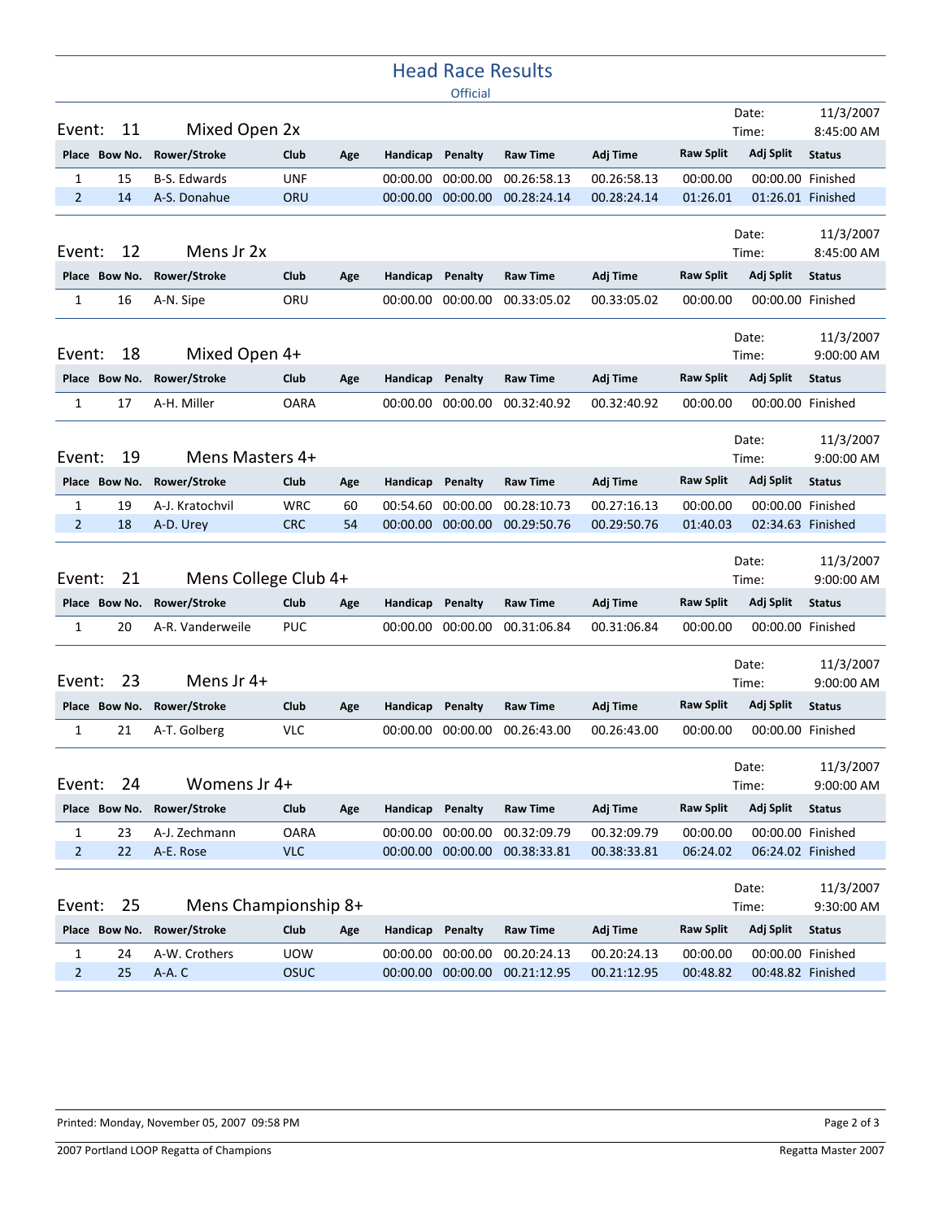# Head Race Results

Official

## Event: 11 Mixed Open 2x

Date: 11/3/2007
Time: 8:45:00 AM

| Place | Bow No. | Rower/Stroke | Club | Age | Handicap | Penalty | Raw Time | Adj Time | Raw Split | Adj Split | Status |
|---|---|---|---|---|---|---|---|---|---|---|---|
| 1 | 15 | B-S. Edwards | UNF | | 00:00.00 | 00:00.00 | 00.26:58.13 | 00.26:58.13 | 00:00.00 | 00:00.00 | Finished |
| 2 | 14 | A-S. Donahue | ORU | | 00:00.00 | 00:00.00 | 00.28:24.14 | 00.28:24.14 | 01:26.01 | 01:26.01 | Finished |

## Event: 12 Mens Jr 2x

Date: 11/3/2007
Time: 8:45:00 AM

| Place | Bow No. | Rower/Stroke | Club | Age | Handicap | Penalty | Raw Time | Adj Time | Raw Split | Adj Split | Status |
|---|---|---|---|---|---|---|---|---|---|---|---|
| 1 | 16 | A-N. Sipe | ORU | | 00:00.00 | 00:00.00 | 00.33:05.02 | 00.33:05.02 | 00:00.00 | 00:00.00 | Finished |

## Event: 18 Mixed Open 4+

Date: 11/3/2007
Time: 9:00:00 AM

| Place | Bow No. | Rower/Stroke | Club | Age | Handicap | Penalty | Raw Time | Adj Time | Raw Split | Adj Split | Status |
|---|---|---|---|---|---|---|---|---|---|---|---|
| 1 | 17 | A-H. Miller | OARA | | 00:00.00 | 00:00.00 | 00.32:40.92 | 00.32:40.92 | 00:00.00 | 00:00.00 | Finished |

## Event: 19 Mens Masters 4+

Date: 11/3/2007
Time: 9:00:00 AM

| Place | Bow No. | Rower/Stroke | Club | Age | Handicap | Penalty | Raw Time | Adj Time | Raw Split | Adj Split | Status |
|---|---|---|---|---|---|---|---|---|---|---|---|
| 1 | 19 | A-J. Kratochvil | WRC | 60 | 00:54.60 | 00:00.00 | 00.28:10.73 | 00.27:16.13 | 00:00.00 | 00:00.00 | Finished |
| 2 | 18 | A-D. Urey | CRC | 54 | 00:00.00 | 00:00.00 | 00.29:50.76 | 00.29:50.76 | 01:40.03 | 02:34.63 | Finished |

## Event: 21 Mens College Club 4+

Date: 11/3/2007
Time: 9:00:00 AM

| Place | Bow No. | Rower/Stroke | Club | Age | Handicap | Penalty | Raw Time | Adj Time | Raw Split | Adj Split | Status |
|---|---|---|---|---|---|---|---|---|---|---|---|
| 1 | 20 | A-R. Vanderweile | PUC | | 00:00.00 | 00:00.00 | 00.31:06.84 | 00.31:06.84 | 00:00.00 | 00:00.00 | Finished |

## Event: 23 Mens Jr 4+

Date: 11/3/2007
Time: 9:00:00 AM

| Place | Bow No. | Rower/Stroke | Club | Age | Handicap | Penalty | Raw Time | Adj Time | Raw Split | Adj Split | Status |
|---|---|---|---|---|---|---|---|---|---|---|---|
| 1 | 21 | A-T. Golberg | VLC | | 00:00.00 | 00:00.00 | 00.26:43.00 | 00.26:43.00 | 00:00.00 | 00:00.00 | Finished |

## Event: 24 Womens Jr 4+

Date: 11/3/2007
Time: 9:00:00 AM

| Place | Bow No. | Rower/Stroke | Club | Age | Handicap | Penalty | Raw Time | Adj Time | Raw Split | Adj Split | Status |
|---|---|---|---|---|---|---|---|---|---|---|---|
| 1 | 23 | A-J. Zechmann | OARA | | 00:00.00 | 00:00.00 | 00.32:09.79 | 00.32:09.79 | 00:00.00 | 00:00.00 | Finished |
| 2 | 22 | A-E. Rose | VLC | | 00:00.00 | 00:00.00 | 00.38:33.81 | 00.38:33.81 | 06:24.02 | 06:24.02 | Finished |

## Event: 25 Mens Championship 8+

Date: 11/3/2007
Time: 9:30:00 AM

| Place | Bow No. | Rower/Stroke | Club | Age | Handicap | Penalty | Raw Time | Adj Time | Raw Split | Adj Split | Status |
|---|---|---|---|---|---|---|---|---|---|---|---|
| 1 | 24 | A-W. Crothers | UOW | | 00:00.00 | 00:00.00 | 00.20:24.13 | 00.20:24.13 | 00:00.00 | 00:00.00 | Finished |
| 2 | 25 | A-A. C | OSUC | | 00:00.00 | 00:00.00 | 00.21:12.95 | 00.21:12.95 | 00:48.82 | 00:48.82 | Finished |

Printed: Monday, November 05, 2007 09:58 PM

2007 Portland LOOP Regatta of Champions

Regatta Master 2007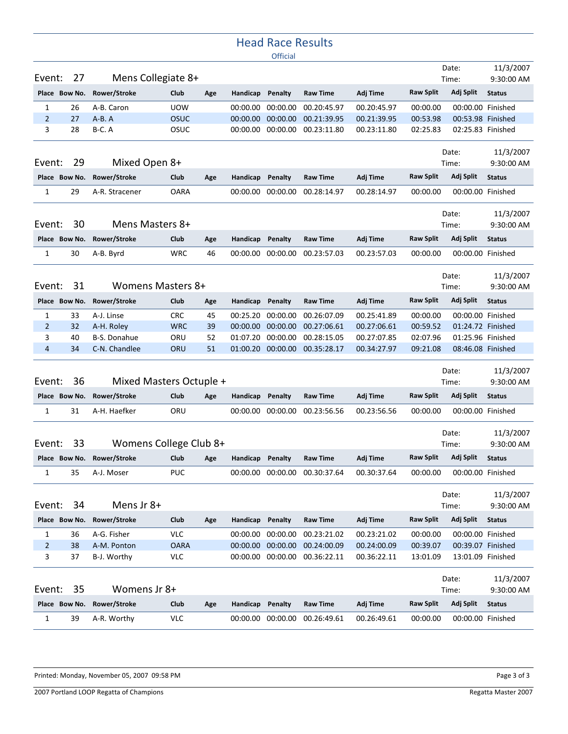# Head Race Results

Official

## Event: 27 Mens Collegiate 8+

Date: 11/3/2007
Time: 9:30:00 AM

| Place | Bow No. | Rower/Stroke | Club | Age | Handicap | Penalty | Raw Time | Adj Time | Raw Split | Adj Split | Status |
|---|---|---|---|---|---|---|---|---|---|---|---|
| 1 | 26 | A-B. Caron | UOW | | 00:00.00 | 00:00.00 | 00.20:45.97 | 00.20:45.97 | 00:00.00 | 00:00.00 | Finished |
| 2 | 27 | A-B. A | OSUC | | 00:00.00 | 00:00.00 | 00.21:39.95 | 00.21:39.95 | 00:53.98 | 00:53.98 | Finished |
| 3 | 28 | B-C. A | OSUC | | 00:00.00 | 00:00.00 | 00.23:11.80 | 00.23:11.80 | 02:25.83 | 02:25.83 | Finished |

## Event: 29 Mixed Open 8+

Date: 11/3/2007
Time: 9:30:00 AM

| Place | Bow No. | Rower/Stroke | Club | Age | Handicap | Penalty | Raw Time | Adj Time | Raw Split | Adj Split | Status |
|---|---|---|---|---|---|---|---|---|---|---|---|
| 1 | 29 | A-R. Stracener | OARA | | 00:00.00 | 00:00.00 | 00.28:14.97 | 00.28:14.97 | 00:00.00 | 00:00.00 | Finished |

## Event: 30 Mens Masters 8+

Date: 11/3/2007
Time: 9:30:00 AM

| Place | Bow No. | Rower/Stroke | Club | Age | Handicap | Penalty | Raw Time | Adj Time | Raw Split | Adj Split | Status |
|---|---|---|---|---|---|---|---|---|---|---|---|
| 1 | 30 | A-B. Byrd | WRC | 46 | 00:00.00 | 00:00.00 | 00.23:57.03 | 00.23:57.03 | 00:00.00 | 00:00.00 | Finished |

## Event: 31 Womens Masters 8+

Date: 11/3/2007
Time: 9:30:00 AM

| Place | Bow No. | Rower/Stroke | Club | Age | Handicap | Penalty | Raw Time | Adj Time | Raw Split | Adj Split | Status |
|---|---|---|---|---|---|---|---|---|---|---|---|
| 1 | 33 | A-J. Linse | CRC | 45 | 00:25.20 | 00:00.00 | 00.26:07.09 | 00.25:41.89 | 00:00.00 | 00:00.00 | Finished |
| 2 | 32 | A-H. Roley | WRC | 39 | 00:00.00 | 00:00.00 | 00.27:06.61 | 00.27:06.61 | 00:59.52 | 01:24.72 | Finished |
| 3 | 40 | B-S. Donahue | ORU | 52 | 01:07.20 | 00:00.00 | 00.28:15.05 | 00.27:07.85 | 02:07.96 | 01:25.96 | Finished |
| 4 | 34 | C-N. Chandlee | ORU | 51 | 01:00.20 | 00:00.00 | 00.35:28.17 | 00.34:27.97 | 09:21.08 | 08:46.08 | Finished |

## Event: 36 Mixed Masters Octuple +

Date: 11/3/2007
Time: 9:30:00 AM

| Place | Bow No. | Rower/Stroke | Club | Age | Handicap | Penalty | Raw Time | Adj Time | Raw Split | Adj Split | Status |
|---|---|---|---|---|---|---|---|---|---|---|---|
| 1 | 31 | A-H. Haefker | ORU | | 00:00.00 | 00:00.00 | 00.23:56.56 | 00.23:56.56 | 00:00.00 | 00:00.00 | Finished |

## Event: 33 Womens College Club 8+

Date: 11/3/2007
Time: 9:30:00 AM

| Place | Bow No. | Rower/Stroke | Club | Age | Handicap | Penalty | Raw Time | Adj Time | Raw Split | Adj Split | Status |
|---|---|---|---|---|---|---|---|---|---|---|---|
| 1 | 35 | A-J. Moser | PUC | | 00:00.00 | 00:00.00 | 00.30:37.64 | 00.30:37.64 | 00:00.00 | 00:00.00 | Finished |

## Event: 34 Mens Jr 8+

Date: 11/3/2007
Time: 9:30:00 AM

| Place | Bow No. | Rower/Stroke | Club | Age | Handicap | Penalty | Raw Time | Adj Time | Raw Split | Adj Split | Status |
|---|---|---|---|---|---|---|---|---|---|---|---|
| 1 | 36 | A-G. Fisher | VLC | | 00:00.00 | 00:00.00 | 00.23:21.02 | 00.23:21.02 | 00:00.00 | 00:00.00 | Finished |
| 2 | 38 | A-M. Ponton | OARA | | 00:00.00 | 00:00.00 | 00.24:00.09 | 00.24:00.09 | 00:39.07 | 00:39.07 | Finished |
| 3 | 37 | B-J. Worthy | VLC | | 00:00.00 | 00:00.00 | 00.36:22.11 | 00.36:22.11 | 13:01.09 | 13:01.09 | Finished |

## Event: 35 Womens Jr 8+

Date: 11/3/2007
Time: 9:30:00 AM

| Place | Bow No. | Rower/Stroke | Club | Age | Handicap | Penalty | Raw Time | Adj Time | Raw Split | Adj Split | Status |
|---|---|---|---|---|---|---|---|---|---|---|---|
| 1 | 39 | A-R. Worthy | VLC | | 00:00.00 | 00:00.00 | 00.26:49.61 | 00.26:49.61 | 00:00.00 | 00:00.00 | Finished |

Printed: Monday, November 05, 2007 09:58 PM

2007 Portland LOOP Regatta of Champions

Regatta Master 2007